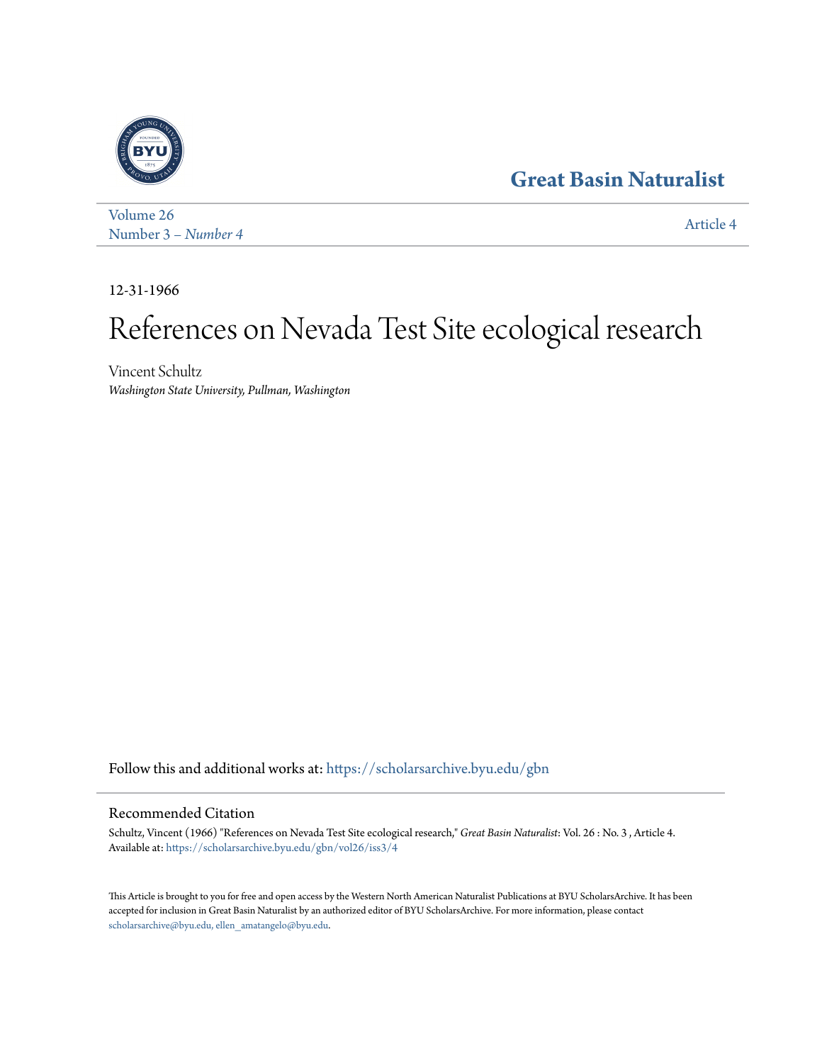Great Basin Naturalist

Volume 26
Number 3 – *Number 4*

Article 4

12-31-1966

# References on Nevada Test Site ecological research

Vincent Schultz
*Washington State University, Pullman, Washington*

Follow this and additional works at: https://scholarsarchive.byu.edu/gbn

## Recommended Citation

Schultz, Vincent (1966) "References on Nevada Test Site ecological research," *Great Basin Naturalist*: Vol. 26 : No. 3 , Article 4.
Available at: https://scholarsarchive.byu.edu/gbn/vol26/iss3/4

This Article is brought to you for free and open access by the Western North American Naturalist Publications at BYU ScholarsArchive. It has been accepted for inclusion in Great Basin Naturalist by an authorized editor of BYU ScholarsArchive. For more information, please contact scholarsarchive@byu.edu, ellen_amatangelo@byu.edu.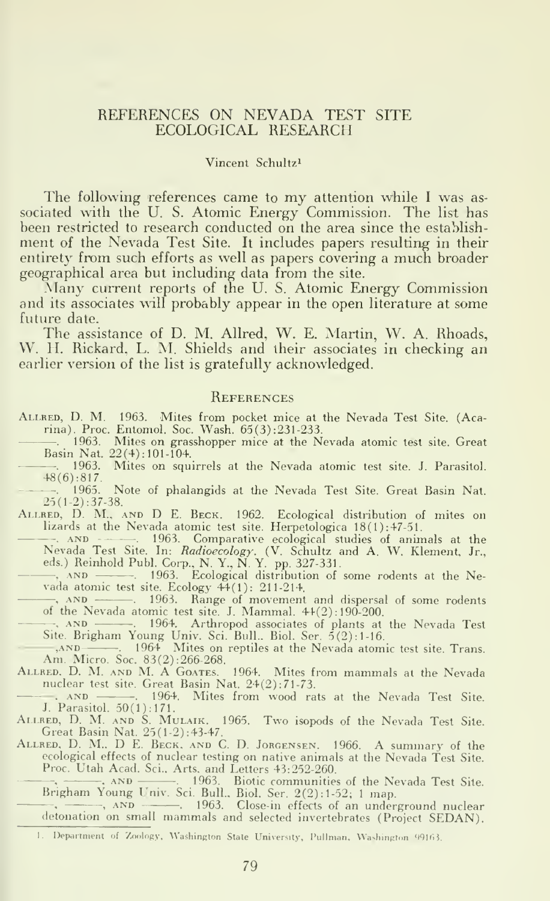# REFERENCES ON NEVADA TEST SITE ECOLOGICAL RESEARCH

Vincent Schultz[1]

The following references came to my attention while I was associated with the U. S. Atomic Energy Commission. The list has been restricted to research conducted on the area since the establishment of the Nevada Test Site. It includes papers resulting in their entirety from such efforts as well as papers covering a much broader geographical area but including data from the site.

Many current reports of the U. S. Atomic Energy Commission and its associates will probably appear in the open literature at some future date.

The assistance of D. M. Allred, W. E. Martin, W. A. Rhoads, W. H. Rickard, L. M. Shields and their associates in checking an earlier version of the list is gratefully acknowledged.

## References

Allred, D. M. 1963. Mites from pocket mice at the Nevada Test Site. (Acarina). Proc. Entomol. Soc. Wash. 65(3):231-233.

———. 1963. Mites on grasshopper mice at the Nevada atomic test site. Great Basin Nat. 22(4):101-104.

———. 1963. Mites on squirrels at the Nevada atomic test site. J. Parasitol. 48(6):817.

———. 1965. Note of phalangids at the Nevada Test Site. Great Basin Nat. 25(1-2):37-38.

Allred, D. M., and D E. Beck. 1962. Ecological distribution of mites on lizards at the Nevada atomic test site. Herpetologica 18(1):47-51.

———, and ———. 1963. Comparative ecological studies of animals at the Nevada Test Site. In: *Radioecology*. (V. Schultz and A. W. Klement, Jr., eds.) Reinhold Publ. Corp., N. Y., N. Y. pp. 327-331.

———, and ———. 1963. Ecological distribution of some rodents at the Nevada atomic test site. Ecology 44(1): 211-214.

———, and ———. 1963. Range of movement and dispersal of some rodents of the Nevada atomic test site. J. Mammal. 44(2):190-200.

———, and ———. 1964. Arthropod associates of plants at the Nevada Test Site. Brigham Young Univ. Sci. Bull., Biol. Ser. 5(2):1-16.

———, and ———. 1964 Mites on reptiles at the Nevada atomic test site. Trans. Am. Micro. Soc. 83(2):266-268.

Allred, D. M. and M. A Goates. 1964. Mites from mammals at the Nevada nuclear test site. Great Basin Nat. 24(2):71-73.

———, and ———. 1964. Mites from wood rats at the Nevada Test Site. J. Parasitol. 50(1):171.

Allred, D. M. and S. Mulaik. 1965. Two isopods of the Nevada Test Site. Great Basin Nat. 25(1-2):43-47.

Allred, D. M., D E. Beck, and C. D. Jorgensen. 1966. A summary of the ecological effects of nuclear testing on native animals at the Nevada Test Site. Proc. Utah Acad. Sci., Arts, and Letters 43:252-260.

———, ———, and ———. 1963. Biotic communities of the Nevada Test Site. Brigham Young Univ. Sci. Bull., Biol. Ser. 2(2):1-52; 1 map.

———, ———, and ———. 1963. Close-in effects of an underground nuclear detonation on small mammals and selected invertebrates (Project SEDAN).

[1] Department of Zoology, Washington State University, Pullman, Washington 99163.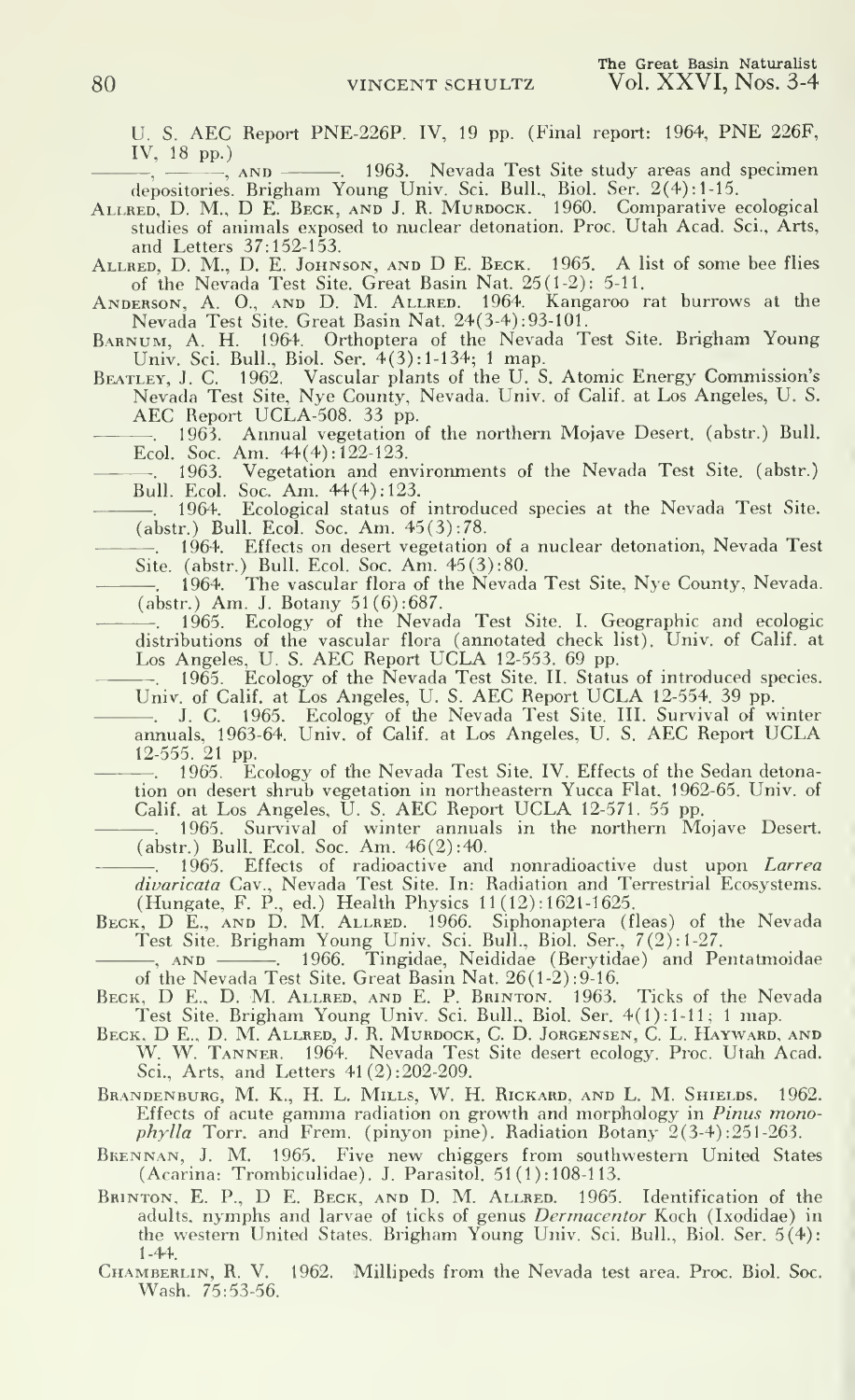U. S. AEC Report PNE-226P. IV, 19 pp. (Final report: 1964, PNE 226F, IV, 18 pp.)

———, ———, AND ———. 1963. Nevada Test Site study areas and specimen depositories. Brigham Young Univ. Sci. Bull., Biol. Ser. 2(4):1-15.

ALLRED, D. M., D E. BECK, AND J. R. MURDOCK. 1960. Comparative ecological studies of animals exposed to nuclear detonation. Proc. Utah Acad. Sci., Arts, and Letters 37:152-153.

ALLRED, D. M., D. E. JOHNSON, AND D E. BECK. 1965. A list of some bee flies of the Nevada Test Site. Great Basin Nat. 25(1-2): 5-11.

ANDERSON, A. O., AND D. M. ALLRED. 1964. Kangaroo rat burrows at the Nevada Test Site. Great Basin Nat. 24(3-4):93-101.

BARNUM, A. H. 1964. Orthoptera of the Nevada Test Site. Brigham Young Univ. Sci. Bull., Biol. Ser. 4(3):1-134; 1 map.

BEATLEY, J. C. 1962. Vascular plants of the U. S. Atomic Energy Commission's Nevada Test Site, Nye County, Nevada. Univ. of Calif. at Los Angeles, U. S. AEC Report UCLA-508. 33 pp.

———. 1963. Annual vegetation of the northern Mojave Desert. (abstr.) Bull. Ecol. Soc. Am. 44(4):122-123.

———. 1963. Vegetation and environments of the Nevada Test Site. (abstr.) Bull. Ecol. Soc. Am. 44(4):123.

———. 1964. Ecological status of introduced species at the Nevada Test Site. (abstr.) Bull. Ecol. Soc. Am. 45(3):78.

———. 1964. Effects on desert vegetation of a nuclear detonation, Nevada Test Site. (abstr.) Bull. Ecol. Soc. Am. 45(3):80.

———. 1964. The vascular flora of the Nevada Test Site, Nye County, Nevada. (abstr.) Am. J. Botany 51(6):687.

———. 1965. Ecology of the Nevada Test Site. I. Geographic and ecologic distributions of the vascular flora (annotated check list). Univ. of Calif. at Los Angeles, U. S. AEC Report UCLA 12-553. 69 pp.

———. 1965. Ecology of the Nevada Test Site. II. Status of introduced species. Univ. of Calif. at Los Angeles, U. S. AEC Report UCLA 12-554. 39 pp.

———. J. C. 1965. Ecology of the Nevada Test Site. III. Survival of winter annuals, 1963-64. Univ. of Calif. at Los Angeles, U. S. AEC Report UCLA 12-555. 21 pp.

———. 1965. Ecology of the Nevada Test Site. IV. Effects of the Sedan detonation on desert shrub vegetation in northeastern Yucca Flat, 1962-65. Univ. of Calif. at Los Angeles, U. S. AEC Report UCLA 12-571. 55 pp.

———. 1965. Survival of winter annuals in the northern Mojave Desert. (abstr.) Bull. Ecol. Soc. Am. 46(2):40.

———. 1965. Effects of radioactive and nonradioactive dust upon *Larrea divaricata* Cav., Nevada Test Site. In: Radiation and Terrestrial Ecosystems. (Hungate, F. P., ed.) Health Physics 11(12):1621-1625.

BECK, D E., AND D. M. ALLRED. 1966. Siphonaptera (fleas) of the Nevada Test Site. Brigham Young Univ. Sci. Bull., Biol. Ser., 7(2):1-27.

———, AND ———. 1966. Tingidae, Neididae (Berytidae) and Pentatmoidae of the Nevada Test Site. Great Basin Nat. 26(1-2):9-16.

BECK, D E., D. M. ALLRED, AND E. P. BRINTON. 1963. Ticks of the Nevada Test Site. Brigham Young Univ. Sci. Bull., Biol. Ser. 4(1):1-11; 1 map.

BECK, D E., D. M. ALLRED, J. R. MURDOCK, C. D. JORGENSEN, C. L. HAYWARD, AND W. W. TANNER. 1964. Nevada Test Site desert ecology. Proc. Utah Acad. Sci., Arts, and Letters 41(2):202-209.

BRANDENBURG, M. K., H. L. MILLS, W. H. RICKARD, AND L. M. SHIELDS. 1962. Effects of acute gamma radiation on growth and morphology in *Pinus monophylla* Torr. and Frem. (pinyon pine). Radiation Botany 2(3-4):251-263.

BRENNAN, J. M. 1965. Five new chiggers from southwestern United States (Acarina: Trombiculidae). J. Parasitol. 51(1):108-113.

BRINTON, E. P., D E. BECK, AND D. M. ALLRED. 1965. Identification of the adults, nymphs and larvae of ticks of genus *Dermacentor* Koch (Ixodidae) in the western United States. Brigham Young Univ. Sci. Bull., Biol. Ser. 5(4): 1-44.

CHAMBERLIN, R. V. 1962. Millipeds from the Nevada test area. Proc. Biol. Soc. Wash. 75:53-56.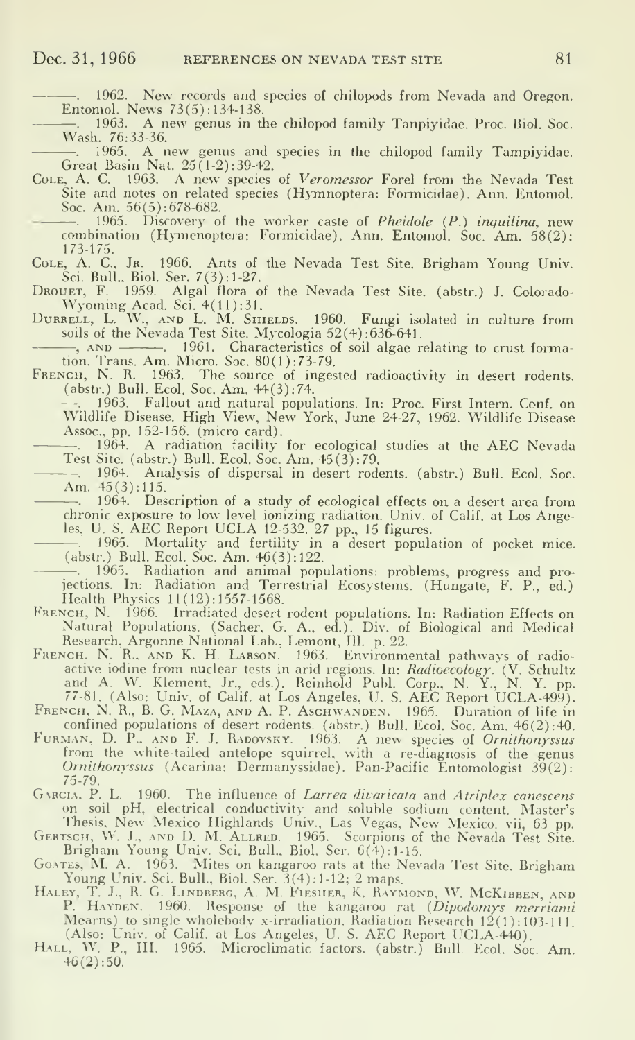———. 1962. New records and species of chilopods from Nevada and Oregon. Entomol. News 73(5):134-138.

———. 1963. A new genus in the chilopod family Tanpiyidae. Proc. Biol. Soc. Wash. 76:33-36.

———. 1965. A new genus and species in the chilopod family Tampiyidae. Great Basin Nat. 25(1-2):39-42.

Cole, A. C. 1963. A new species of *Veromessor* Forel from the Nevada Test Site and notes on related species (Hymnoptera: Formicidae). Ann. Entomol. Soc. Am. 56(5):678-682.

———. 1965. Discovery of the worker caste of *Pheidole* (*P.*) *inquilina*, new combination (Hymenoptera: Formicidae). Ann. Entomol. Soc. Am. 58(2): 173-175.

Cole, A. C., Jr. 1966. Ants of the Nevada Test Site. Brigham Young Univ. Sci. Bull., Biol. Ser. 7(3):1-27.

Drouet, F. 1959. Algal flora of the Nevada Test Site. (abstr.) J. Colorado-Wyoming Acad. Sci. 4(11):31.

Durrell, L. W., and L. M. Shields. 1960. Fungi isolated in culture from soils of the Nevada Test Site. Mycologia 52(4):636-641.

———, and ———. 1961. Characteristics of soil algae relating to crust formation. Trans. Am. Micro. Soc. 80(1):73-79.

French, N. R. 1963. The source of ingested radioactivity in desert rodents. (abstr.) Bull. Ecol. Soc. Am. 44(3):74.

———. 1963. Fallout and natural populations. In: Proc. First Intern. Conf. on Wildlife Disease. High View, New York, June 24-27, 1962. Wildlife Disease Assoc., pp. 152-156. (micro card).

———. 1964. A radiation facility for ecological studies at the AEC Nevada Test Site. (abstr.) Bull. Ecol. Soc. Am. 45(3):79.

———. 1964. Analysis of dispersal in desert rodents. (abstr.) Bull. Ecol. Soc. Am. 45(3):115.

———. 1964. Description of a study of ecological effects on a desert area from chronic exposure to low level ionizing radiation. Univ. of Calif. at Los Angeles, U. S. AEC Report UCLA 12-532. 27 pp., 15 figures.

———. 1965. Mortality and fertility in a desert population of pocket mice. (abstr.) Bull. Ecol. Soc. Am. 46(3):122.

———. 1965. Radiation and animal populations: problems, progress and projections. In: Radiation and Terrestrial Ecosystems. (Hungate, F. P., ed.) Health Physics 11(12):1557-1568.

French, N. 1966. Irradiated desert rodent populations. In: Radiation Effects on Natural Populations. (Sacher, G. A., ed.). Div. of Biological and Medical Research, Argonne National Lab., Lemont, Ill. p. 22.

French, N. R., and K. H. Larson. 1963. Environmental pathways of radioactive iodine from nuclear tests in arid regions. In: *Radioecology*. (V. Schultz and A. W. Klement, Jr., eds.). Reinhold Publ. Corp., N. Y., N. Y. pp. 77-81. (Also: Univ. of Calif. at Los Angeles, U. S. AEC Report UCLA-499).

French, N. R., B. G. Maza, and A. P. Aschwanden. 1965. Duration of life in confined populations of desert rodents. (abstr.) Bull. Ecol. Soc. Am. 46(2):40.

Furman, D. P., and F. J. Radovsky. 1963. A new species of *Ornithonyssus* from the white-tailed antelope squirrel, with a re-diagnosis of the genus *Ornithonyssus* (Acarina: Dermanyssidae). Pan-Pacific Entomologist 39(2): 75-79.

Garcia, P. L. 1960. The influence of *Larrea divaricata* and *Atriplex canescens* on soil pH, electrical conductivity and soluble sodium content. Master's Thesis, New Mexico Highlands Univ., Las Vegas, New Mexico. vii, 63 pp.

Gertsch, W. J., and D. M. Allred. 1965. Scorpions of the Nevada Test Site. Brigham Young Univ. Sci. Bull., Biol. Ser. 6(4):1-15.

Goates, M. A. 1963. Mites on kangaroo rats at the Nevada Test Site. Brigham Young Univ. Sci. Bull., Biol. Ser. 3(4):1-12; 2 maps.

Haley, T. J., R. G. Lindberg, A. M. Fiesher, K. Raymond, W. McKibben, and P. Hayden. 1960. Response of the kangaroo rat (*Dipodomys merriami* Mearns) to single wholebody x-irradiation. Radiation Research 12(1):103-111. (Also: Univ. of Calif. at Los Angeles, U. S. AEC Report UCLA-440).

Hall, W. P., III. 1965. Microclimatic factors. (abstr.) Bull. Ecol. Soc. Am. 46(2):50.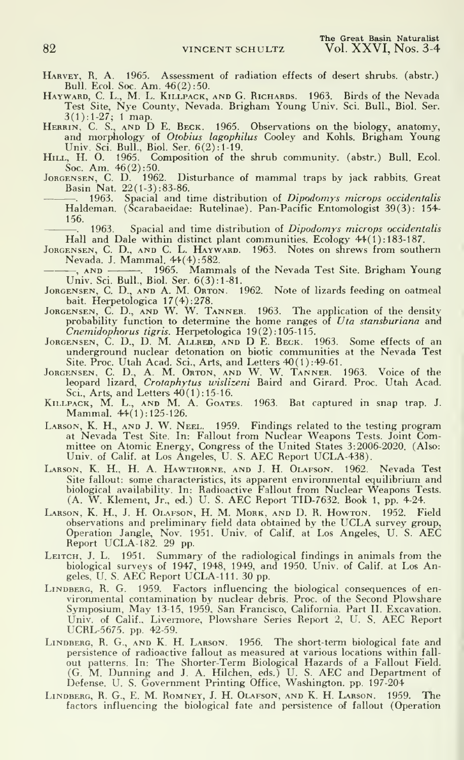Harvey, R. A. 1965. Assessment of radiation effects of desert shrubs. (abstr.) Bull. Ecol. Soc. Am. 46(2):50.

Hayward, C. L., M. L. Killpack, and G. Richards. 1963. Birds of the Nevada Test Site, Nye County, Nevada. Brigham Young Univ. Sci. Bull., Biol. Ser. 3(1):1-27; 1 map.

Herrin, C. S., and D E. Beck. 1965. Observations on the biology, anatomy, and morphology of *Otobius lagophilus* Cooley and Kohls. Brigham Young Univ. Sci. Bull., Biol. Ser. 6(2):1-19.

Hill, H. O. 1965. Composition of the shrub community. (abstr.) Bull. Ecol. Soc. Am. 46(2):50.

Jorgensen, C. D. 1962. Disturbance of mammal traps by jack rabbits. Great Basin Nat. 22(1-3):83-86.

———. 1963. Spacial and time distribution of *Dipodomys microps occidentalis* Haldeman. (Scarabaeidae: Rutelinae). Pan-Pacific Entomologist 39(3): 154-156.

———. 1963. Spacial and time distribution of *Dipodomys microps occidentalis* Hall and Dale within distinct plant communities. Ecology 44(1):183-187.

Jorgensen, C. D., and C. L. Hayward. 1963. Notes on shrews from southern Nevada. J. Mammal. 44(4):582.

———, and ———. 1965. Mammals of the Nevada Test Site. Brigham Young Univ. Sci. Bull., Biol. Ser. 6(3):1-81.

Jorgensen, C. D., and A. M. Orton. 1962. Note of lizards feeding on oatmeal bait. Herpetologica 17(4):278.

Jorgensen, C. D., and W. W. Tanner. 1963. The application of the density probability function to determine the home ranges of *Uta stansburiana* and *Cnemidophorus tigris*. Herpetologica 19(2):105-115.

Jorgensen, C. D., D. M. Allred, and D E. Beck. 1963. Some effects of an underground nuclear detonation on biotic communities at the Nevada Test Site. Proc. Utah Acad. Sci., Arts, and Letters 40(1):49-61.

Jorgensen, C. D., A. M. Orton, and W. W. Tanner. 1963. Voice of the leopard lizard, *Crotaphytus wislizeni* Baird and Girard. Proc. Utah Acad. Sci., Arts, and Letters 40(1):15-16.

Killpack, M. L., and M. A. Goates. 1963. Bat captured in snap trap. J. Mammal. 44(1):125-126.

Larson, K. H., and J. W. Neel. 1959. Findings related to the testing program at Nevada Test Site. In: Fallout from Nuclear Weapons Tests. Joint Committee on Atomic Energy, Congress of the United States 3:2006-2020. (Also: Univ. of Calif. at Los Angeles, U. S. AEC Report UCLA-438).

Larson, K. H., H. A. Hawthorne, and J. H. Olafson. 1962. Nevada Test Site fallout: some characteristics, its apparent environmental equilibrium and biological availability. In: Radioactive Fallout from Nuclear Weapons Tests. (A. W. Klement, Jr., ed.) U. S. AEC Report TID-7632. Book 1, pp. 4-24.

Larson, K. H., J. H. Olafson, H. M. Mork, and D. R. Howton. 1952. Field observations and preliminary field data obtained by the UCLA survey group, Operation Jangle, Nov. 1951. Univ. of Calif. at Los Angeles, U. S. AEC Report UCLA-182. 29 pp.

Leitch, J. L. 1951. Summary of the radiological findings in animals from the biological surveys of 1947, 1948, 1949, and 1950. Univ. of Calif. at Los Angeles, U. S. AEC Report UCLA-111. 30 pp.

Lindberg, R. G. 1959. Factors influencing the biological consequences of environmental contamination by nuclear debris. Proc. of the Second Plowshare Symposium, May 13-15, 1959, San Francisco, California. Part II. Excavation. Univ. of Calif., Livermore, Plowshare Series Report 2, U. S. AEC Report UCRL-5675. pp. 42-59.

Lindberg, R. G., and K. H. Larson. 1956. The short-term biological fate and persistence of radioactive fallout as measured at various locations within fallout patterns. In: The Shorter-Term Biological Hazards of a Fallout Field. (G. M. Dunning and J. A. Hilchen, eds.) U. S. AEC and Department of Defense. U. S. Government Printing Office, Washington. pp. 197-204

Lindberg, R. G., E. M. Romney, J. H. Olafson, and K. H. Larson. 1959. The factors influencing the biological fate and persistence of fallout (Operation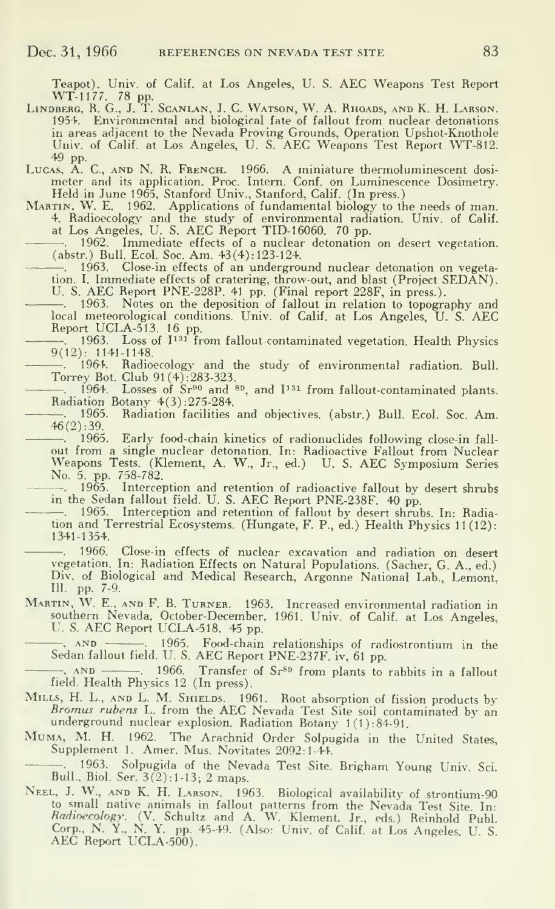Teapot). Univ. of Calif. at Los Angeles, U. S. AEC Weapons Test Report WT-1177. 78 pp.

LINDBERG, R. G., J. T. SCANLAN, J. C. WATSON, W. A. RHOADS, AND K. H. LARSON. 1954. Environmental and biological fate of fallout from nuclear detonations in areas adjacent to the Nevada Proving Grounds, Operation Upshot-Knothole Univ. of Calif. at Los Angeles, U. S. AEC Weapons Test Report WT-812. 49 pp.

LUCAS, A. C., AND N. R. FRENCH. 1966. A miniature thermoluminescent dosimeter and its application. Proc. Intern. Conf. on Luminescence Dosimetry. Held in June 1965, Stanford Univ., Stanford, Calif. (In press.)

MARTIN, W. E. 1962. Applications of fundamental biology to the needs of man. 4. Radioecology and the study of environmental radiation. Univ. of Calif. at Los Angeles, U. S. AEC Report TID-16060. 70 pp.

———. 1962. Immediate effects of a nuclear detonation on desert vegetation. (abstr.) Bull. Ecol. Soc. Am. 43(4):123-124.

———. 1963. Close-in effects of an underground nuclear detonation on vegetation. I. Immediate effects of cratering, throw-out, and blast (Project SEDAN). U. S. AEC Report PNE-228P. 41 pp. (Final report 228F, in press.).

———. 1963. Notes on the deposition of fallout in relation to topography and local meteorological conditions. Univ. of Calif. at Los Angeles, U. S. AEC Report UCLA-513. 16 pp.

———. 1963. Loss of $I^{131}$ from fallout-contaminated vegetation. Health Physics 9(12): 1141-1148.

———. 1964. Radioecology and the study of environmental radiation. Bull. Torrey Bot. Club 91(4):283-323.

———. 1964. Losses of $Sr^{90}$ and $^{89}$, and $I^{131}$ from fallout-contaminated plants. Radiation Botany 4(3):275-284.

———. 1965. Radiation facilities and objectives. (abstr.) Bull. Ecol. Soc. Am. 46(2):39.

———. 1965. Early food-chain kinetics of radionuclides following close-in fallout from a single nuclear detonation. In: Radioactive Fallout from Nuclear Weapons Tests. (Klement, A. W., Jr., ed.) U. S. AEC Symposium Series No. 5. pp. 758-782.

———. 1965. Interception and retention of radioactive fallout by desert shrubs in the Sedan fallout field. U. S. AEC Report PNE-238F. 40 pp.

———. 1965. Interception and retention of fallout by desert shrubs. In: Radiation and Terrestrial Ecosystems. (Hungate, F. P., ed.) Health Physics 11(12): 1341-1354.

———. 1966. Close-in effects of nuclear excavation and radiation on desert vegetation. In: Radiation Effects on Natural Populations. (Sacher, G. A., ed.) Div. of Biological and Medical Research, Argonne National Lab., Lemont, Ill. pp. 7-9.

MARTIN, W. E., AND F. B. TURNER. 1963. Increased environmental radiation in southern Nevada, October-December, 1961. Univ. of Calif. at Los Angeles, U. S. AEC Report UCLA-518. 45 pp.

———, AND ———. 1965. Food-chain relationships of radiostrontium in the Sedan fallout field. U. S. AEC Report PNE-237F. iv, 61 pp.

———, AND ———. 1966. Transfer of $Sr^{89}$ from plants to rabbits in a fallout field. Health Physics 12 (In press).

MILLS, H. L., AND L. M. SHIELDS. 1961. Root absorption of fission products by *Bromus rubens* L. from the AEC Nevada Test Site soil contaminated by an underground nuclear explosion. Radiation Botany 1(1):84-91.

MUMA, M. H. 1962. The Arachnid Order Solpugida in the United States, Supplement 1. Amer. Mus. Novitates 2092:1-44.

———. 1963. Solpugida of the Nevada Test Site. Brigham Young Univ. Sci. Bull., Biol. Ser. 3(2):1-13; 2 maps.

NEEL, J. W., AND K. H. LARSON. 1963. Biological availability of strontium-90 to small native animals in fallout patterns from the Nevada Test Site. In: *Radioecology*. (V. Schultz and A. W. Klement, Jr., eds.) Reinhold Publ. Corp., N. Y., N. Y. pp. 45-49. (Also: Univ. of Calif. at Los Angeles, U. S. AEC Report UCLA-500).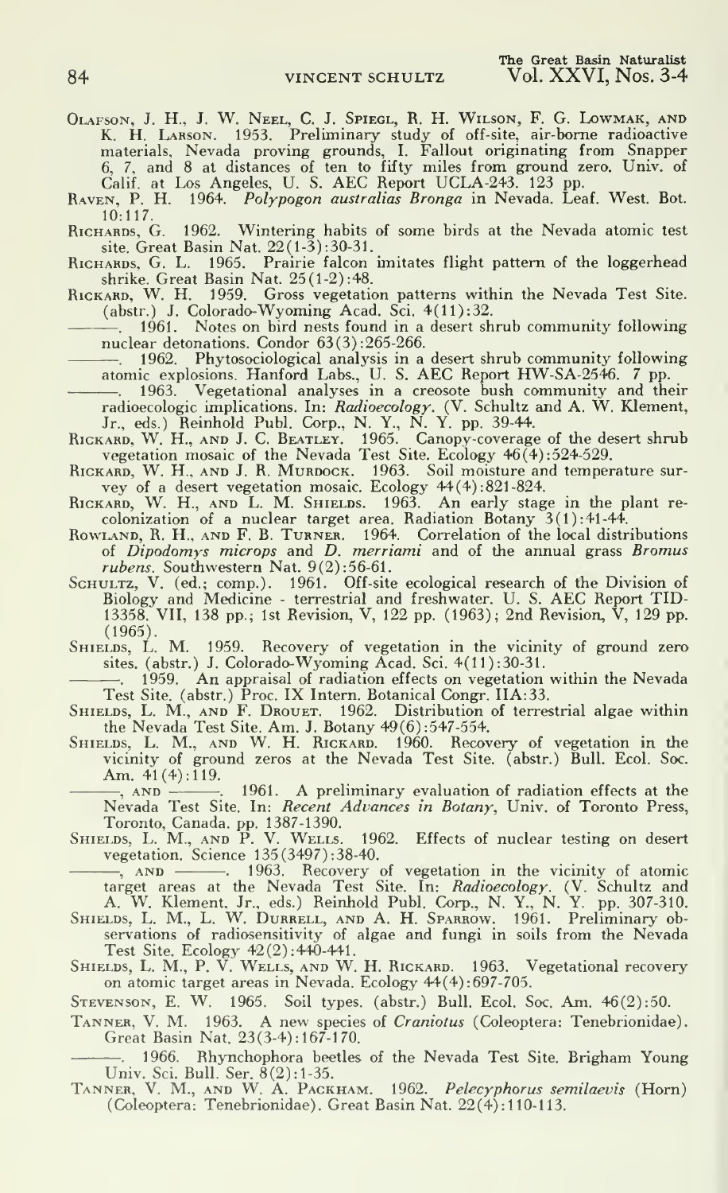Olafson, J. H., J. W. Neel, C. J. Spiegl, R. H. Wilson, F. G. Lowmak, and K. H. Larson. 1953. Preliminary study of off-site, air-borne radioactive materials, Nevada proving grounds, I. Fallout originating from Snapper 6, 7, and 8 at distances of ten to fifty miles from ground zero. Univ. of Calif. at Los Angeles, U. S. AEC Report UCLA-243. 123 pp.

Raven, P. H. 1964. *Polypogon australias Bronga* in Nevada. Leaf. West. Bot. 10:117.

Richards, G. 1962. Wintering habits of some birds at the Nevada atomic test site. Great Basin Nat. 22(1-3):30-31.

Richards, G. L. 1965. Prairie falcon imitates flight pattern of the loggerhead shrike. Great Basin Nat. 25(1-2):48.

Rickard, W. H. 1959. Gross vegetation patterns within the Nevada Test Site. (abstr.) J. Colorado-Wyoming Acad. Sci. 4(11):32.

———. 1961. Notes on bird nests found in a desert shrub community following nuclear detonations. Condor 63(3):265-266.

———. 1962. Phytosociological analysis in a desert shrub community following atomic explosions. Hanford Labs., U. S. AEC Report HW-SA-2546. 7 pp.

———. 1963. Vegetational analyses in a creosote bush community and their radioecologic implications. In: *Radioecology*. (V. Schultz and A. W. Klement, Jr., eds.) Reinhold Publ. Corp., N. Y., N. Y. pp. 39-44.

Rickard, W. H., and J. C. Beatley. 1965. Canopy-coverage of the desert shrub vegetation mosaic of the Nevada Test Site. Ecology 46(4):524-529.

Rickard, W. H., and J. R. Murdock. 1963. Soil moisture and temperature survey of a desert vegetation mosaic. Ecology 44(4):821-824.

Rickard, W. H., and L. M. Shields. 1963. An early stage in the plant recolonization of a nuclear target area. Radiation Botany 3(1):41-44.

Rowland, R. H., and F. B. Turner. 1964. Correlation of the local distributions of *Dipodomys microps* and *D. merriami* and of the annual grass *Bromus rubens*. Southwestern Nat. 9(2):56-61.

Schultz, V. (ed.; comp.). 1961. Off-site ecological research of the Division of Biology and Medicine - terrestrial and freshwater. U. S. AEC Report TID-13358. VII, 138 pp.; 1st Revision, V, 122 pp. (1963); 2nd Revision, V, 129 pp. (1965).

Shields, L. M. 1959. Recovery of vegetation in the vicinity of ground zero sites. (abstr.) J. Colorado-Wyoming Acad. Sci. 4(11):30-31.

———. 1959. An appraisal of radiation effects on vegetation within the Nevada Test Site. (abstr.) Proc. IX Intern. Botanical Congr. IIA:33.

Shields, L. M., and F. Drouet. 1962. Distribution of terrestrial algae within the Nevada Test Site. Am. J. Botany 49(6):547-554.

Shields, L. M., and W. H. Rickard. 1960. Recovery of vegetation in the vicinity of ground zeros at the Nevada Test Site. (abstr.) Bull. Ecol. Soc. Am. 41(4):119.

———, and ———. 1961. A preliminary evaluation of radiation effects at the Nevada Test Site. In: *Recent Advances in Botany*, Univ. of Toronto Press, Toronto, Canada. pp. 1387-1390.

Shields, L. M., and P. V. Wells. 1962. Effects of nuclear testing on desert vegetation. Science 135(3497):38-40.

———, and ———. 1963. Recovery of vegetation in the vicinity of atomic target areas at the Nevada Test Site. In: *Radioecology*. (V. Schultz and A. W. Klement, Jr., eds.) Reinhold Publ. Corp., N. Y., N. Y. pp. 307-310.

Shields, L. M., L. W. Durrell, and A. H. Sparrow. 1961. Preliminary observations of radiosensitivity of algae and fungi in soils from the Nevada Test Site. Ecology 42(2):440-441.

Shields, L. M., P. V. Wells, and W. H. Rickard. 1963. Vegetational recovery on atomic target areas in Nevada. Ecology 44(4):697-705.

Stevenson, E. W. 1965. Soil types. (abstr.) Bull. Ecol. Soc. Am. 46(2):50.

Tanner, V. M. 1963. A new species of *Craniotus* (Coleoptera: Tenebrionidae). Great Basin Nat. 23(3-4):167-170.

———. 1966. Rhynchophora beetles of the Nevada Test Site. Brigham Young Univ. Sci. Bull. Ser. 8(2):1-35.

Tanner, V. M., and W. A. Packham. 1962. *Pelecyphorus semilaevis* (Horn) (Coleoptera: Tenebrionidae). Great Basin Nat. 22(4):110-113.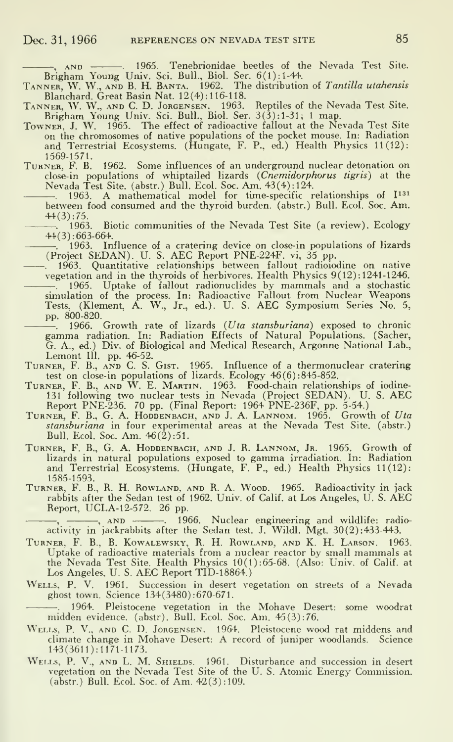———, and ———. 1965. Tenebrionidae beetles of the Nevada Test Site. Brigham Young Univ. Sci. Bull., Biol. Ser. 6(1):1-44.

Tanner, W. W., and B. H. Banta. 1962. The distribution of *Tantilla utahensis* Blanchard. Great Basin Nat. 12(4):116-118.

Tanner, W. W., and C. D. Jorgensen. 1963. Reptiles of the Nevada Test Site. Brigham Young Univ. Sci. Bull., Biol. Ser. 3(3):1-31; 1 map.

Towner, J. W. 1965. The effect of radioactive fallout at the Nevada Test Site on the chromosomes of native populations of the pocket mouse. In: Radiation and Terrestrial Ecosystems. (Hungate, F. P., ed.) Health Physics 11(12): 1569-1571.

Turner, F. B. 1962. Some influences of an underground nuclear detonation on close-in populations of whiptailed lizards (*Cnemidorphorus tigris*) at the Nevada Test Site. (abstr.) Bull. Ecol. Soc. Am. 43(4):124.

———. 1963. A mathematical model for time-specific relationships of $I^{131}$ between food consumed and the thyroid burden. (abstr.) Bull. Ecol. Soc. Am. 44(3):75.

———. 1963. Biotic communities of the Nevada Test Site (a review). Ecology 44(3):663-664.

———. 1963. Influence of a cratering device on close-in populations of lizards (Project SEDAN). U. S. AEC Report PNE-224F. vi, 35 pp.

———. 1963. Quantitative relationships between fallout radioiodine on native vegetation and in the thyroids of herbivores. Health Physics 9(12):1241-1246.

———. 1965. Uptake of fallout radionuclides by mammals and a stochastic simulation of the process. In: Radioactive Fallout from Nuclear Weapons Tests, (Klement, A. W., Jr., ed.). U. S. AEC Symposium Series No. 5, pp. 800-820.

———. 1966. Growth rate of lizards (*Uta stansburiana*) exposed to chronic gamma radiation. In: Radiation Effects of Natural Populations. (Sacher, G. A., ed.) Div. of Biological and Medical Research, Argonne National Lab., Lemont Ill. pp. 46-52.

Turner, F. B., and C. S. Gist. 1965. Influence of a thermonuclear cratering test on close-in populations of lizards. Ecology 46(6):845-852.

Turner, F. B., and W. E. Martin. 1963. Food-chain relationships of iodine-131 following two nuclear tests in Nevada (Project SEDAN). U. S. AEC Report PNE-236. 70 pp. (Final Report: 1964 PNE-236F, pp. 5-54.)

Turner, F. B., G. A. Hoddenbach, and J. A. Lannom. 1965. Growth of *Uta stansburiana* in four experimental areas at the Nevada Test Site. (abstr.) Bull. Ecol. Soc. Am. 46(2):51.

Turner, F. B., G. A. Hoddenbach, and J. R. Lannom, Jr. 1965. Growth of lizards in natural populations exposed to gamma irradiation. In: Radiation and Terrestrial Ecosystems. (Hungate, F. P., ed.) Health Physics 11(12): 1585-1593.

Turner, F. B., R. H. Rowland, and R. A. Wood. 1965. Radioactivity in jack rabbits after the Sedan test of 1962. Univ. of Calif. at Los Angeles, U. S. AEC Report, UCLA-12-572. 26 pp.

———, ———, and ———. 1966. Nuclear engineering and wildlife: radioactivity in jackrabbits after the Sedan test. J. Wildl. Mgt. 30(2):433-443.

Turner, F. B., B. Kowalewsky, R. H. Rowland, and K. H. Larson. 1963. Uptake of radioactive materials from a nuclear reactor by small mammals at the Nevada Test Site. Health Physics 10(1):65-68. (Also: Univ. of Calif. at Los Angeles, U. S. AEC Report TID-18864.)

Wells, P. V. 1961. Succession in desert vegetation on streets of a Nevada ghost town. Science 134(3480):670-671.

———. 1964. Pleistocene vegetation in the Mohave Desert: some woodrat midden evidence. (abstr). Bull. Ecol. Soc. Am. 45(3):76.

Wells, P. V., and C. D. Jorgensen. 1964. Pleistocene wood rat middens and climate change in Mohave Desert: A record of juniper woodlands. Science 143(3611):1171-1173.

Wells, P. V., and L. M. Shields. 1961. Disturbance and succession in desert vegetation on the Nevada Test Site of the U. S. Atomic Energy Commission. (abstr.) Bull. Ecol. Soc. of Am. 42(3):109.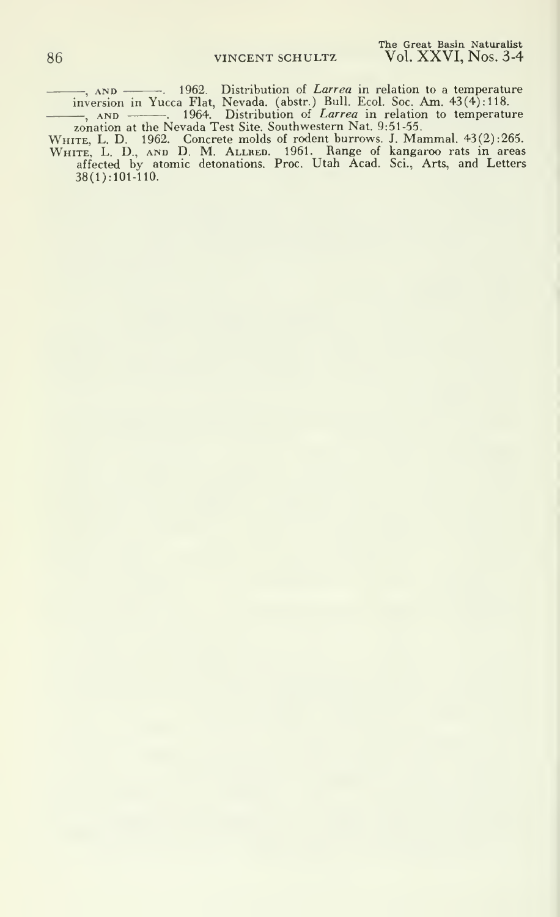———, AND ———. 1962. Distribution of *Larrea* in relation to a temperature inversion in Yucca Flat, Nevada. (abstr.) Bull. Ecol. Soc. Am. 43(4):118.

———, AND ———. 1964. Distribution of *Larrea* in relation to temperature zonation at the Nevada Test Site. Southwestern Nat. 9:51-55.

WHITE, L. D. 1962. Concrete molds of rodent burrows. J. Mammal. 43(2):265.

WHITE, L. D., AND D. M. ALLRED. 1961. Range of kangaroo rats in areas affected by atomic detonations. Proc. Utah Acad. Sci., Arts, and Letters 38(1):101-110.